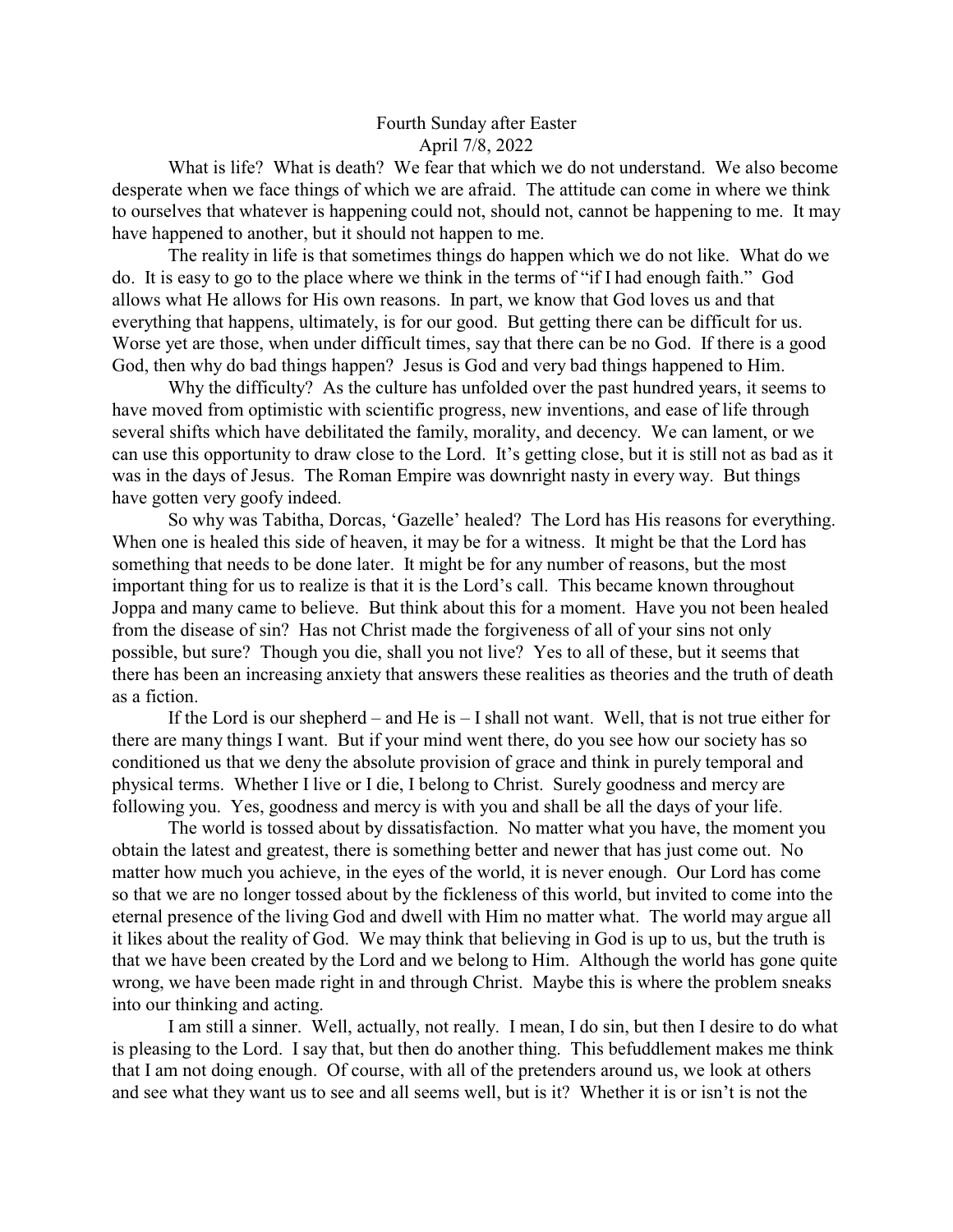Fourth Sunday after Easter
April 7/8, 2022

What is life? What is death? We fear that which we do not understand. We also become desperate when we face things of which we are afraid. The attitude can come in where we think to ourselves that whatever is happening could not, should not, cannot be happening to me. It may have happened to another, but it should not happen to me.

The reality in life is that sometimes things do happen which we do not like. What do we do. It is easy to go to the place where we think in the terms of "if I had enough faith." God allows what He allows for His own reasons. In part, we know that God loves us and that everything that happens, ultimately, is for our good. But getting there can be difficult for us. Worse yet are those, when under difficult times, say that there can be no God. If there is a good God, then why do bad things happen? Jesus is God and very bad things happened to Him.

Why the difficulty? As the culture has unfolded over the past hundred years, it seems to have moved from optimistic with scientific progress, new inventions, and ease of life through several shifts which have debilitated the family, morality, and decency. We can lament, or we can use this opportunity to draw close to the Lord. It's getting close, but it is still not as bad as it was in the days of Jesus. The Roman Empire was downright nasty in every way. But things have gotten very goofy indeed.

So why was Tabitha, Dorcas, 'Gazelle' healed? The Lord has His reasons for everything. When one is healed this side of heaven, it may be for a witness. It might be that the Lord has something that needs to be done later. It might be for any number of reasons, but the most important thing for us to realize is that it is the Lord's call. This became known throughout Joppa and many came to believe. But think about this for a moment. Have you not been healed from the disease of sin? Has not Christ made the forgiveness of all of your sins not only possible, but sure? Though you die, shall you not live? Yes to all of these, but it seems that there has been an increasing anxiety that answers these realities as theories and the truth of death as a fiction.

If the Lord is our shepherd – and He is – I shall not want. Well, that is not true either for there are many things I want. But if your mind went there, do you see how our society has so conditioned us that we deny the absolute provision of grace and think in purely temporal and physical terms. Whether I live or I die, I belong to Christ. Surely goodness and mercy are following you. Yes, goodness and mercy is with you and shall be all the days of your life.

The world is tossed about by dissatisfaction. No matter what you have, the moment you obtain the latest and greatest, there is something better and newer that has just come out. No matter how much you achieve, in the eyes of the world, it is never enough. Our Lord has come so that we are no longer tossed about by the fickleness of this world, but invited to come into the eternal presence of the living God and dwell with Him no matter what. The world may argue all it likes about the reality of God. We may think that believing in God is up to us, but the truth is that we have been created by the Lord and we belong to Him. Although the world has gone quite wrong, we have been made right in and through Christ. Maybe this is where the problem sneaks into our thinking and acting.

I am still a sinner. Well, actually, not really. I mean, I do sin, but then I desire to do what is pleasing to the Lord. I say that, but then do another thing. This befuddlement makes me think that I am not doing enough. Of course, with all of the pretenders around us, we look at others and see what they want us to see and all seems well, but is it? Whether it is or isn't is not the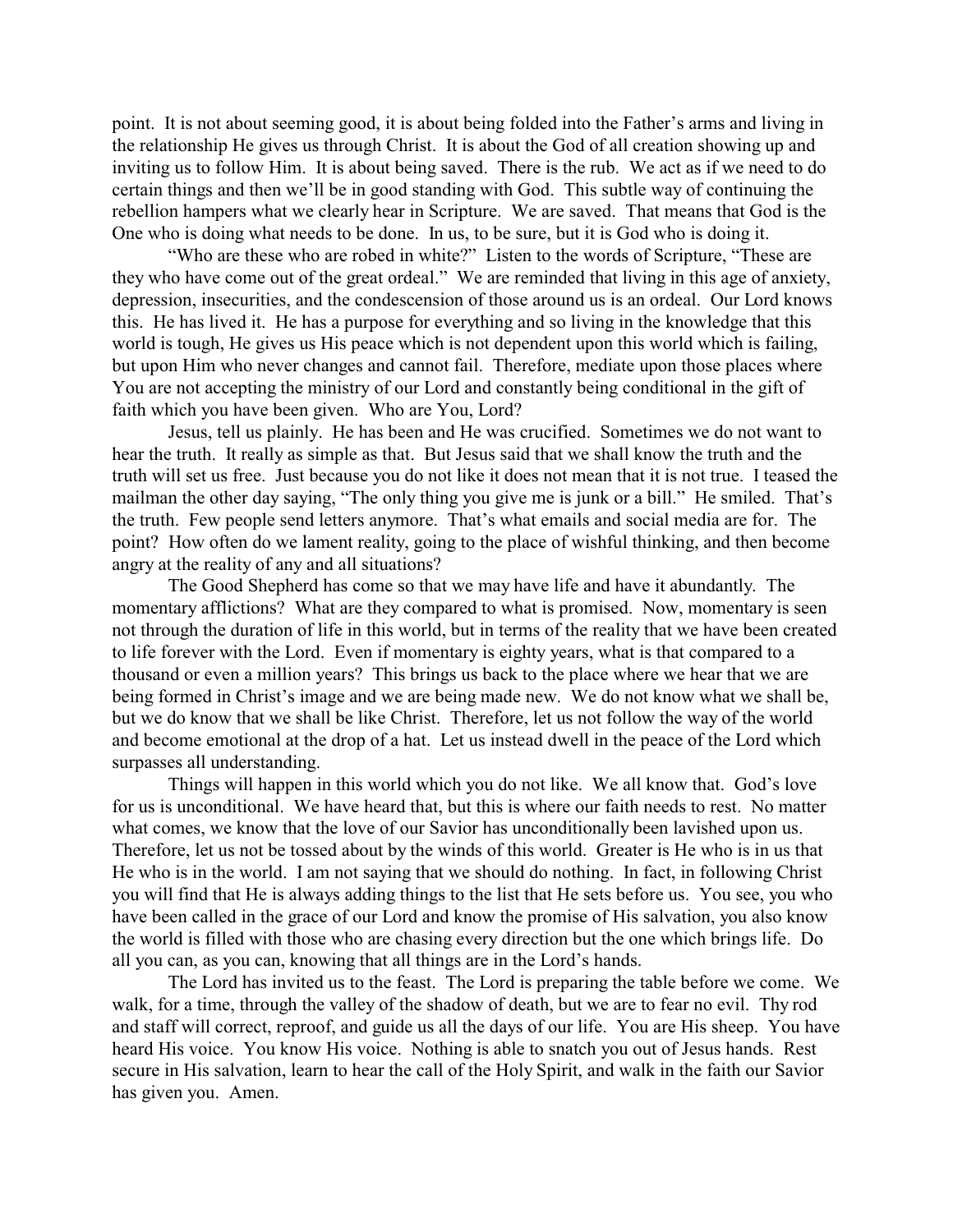point. It is not about seeming good, it is about being folded into the Father's arms and living in the relationship He gives us through Christ. It is about the God of all creation showing up and inviting us to follow Him. It is about being saved. There is the rub. We act as if we need to do certain things and then we'll be in good standing with God. This subtle way of continuing the rebellion hampers what we clearly hear in Scripture. We are saved. That means that God is the One who is doing what needs to be done. In us, to be sure, but it is God who is doing it.

"Who are these who are robed in white?" Listen to the words of Scripture, "These are they who have come out of the great ordeal." We are reminded that living in this age of anxiety, depression, insecurities, and the condescension of those around us is an ordeal. Our Lord knows this. He has lived it. He has a purpose for everything and so living in the knowledge that this world is tough, He gives us His peace which is not dependent upon this world which is failing, but upon Him who never changes and cannot fail. Therefore, mediate upon those places where You are not accepting the ministry of our Lord and constantly being conditional in the gift of faith which you have been given. Who are You, Lord?

Jesus, tell us plainly. He has been and He was crucified. Sometimes we do not want to hear the truth. It really as simple as that. But Jesus said that we shall know the truth and the truth will set us free. Just because you do not like it does not mean that it is not true. I teased the mailman the other day saying, "The only thing you give me is junk or a bill." He smiled. That's the truth. Few people send letters anymore. That's what emails and social media are for. The point? How often do we lament reality, going to the place of wishful thinking, and then become angry at the reality of any and all situations?

The Good Shepherd has come so that we may have life and have it abundantly. The momentary afflictions? What are they compared to what is promised. Now, momentary is seen not through the duration of life in this world, but in terms of the reality that we have been created to life forever with the Lord. Even if momentary is eighty years, what is that compared to a thousand or even a million years? This brings us back to the place where we hear that we are being formed in Christ's image and we are being made new. We do not know what we shall be, but we do know that we shall be like Christ. Therefore, let us not follow the way of the world and become emotional at the drop of a hat. Let us instead dwell in the peace of the Lord which surpasses all understanding.

Things will happen in this world which you do not like. We all know that. God's love for us is unconditional. We have heard that, but this is where our faith needs to rest. No matter what comes, we know that the love of our Savior has unconditionally been lavished upon us. Therefore, let us not be tossed about by the winds of this world. Greater is He who is in us that He who is in the world. I am not saying that we should do nothing. In fact, in following Christ you will find that He is always adding things to the list that He sets before us. You see, you who have been called in the grace of our Lord and know the promise of His salvation, you also know the world is filled with those who are chasing every direction but the one which brings life. Do all you can, as you can, knowing that all things are in the Lord's hands.

The Lord has invited us to the feast. The Lord is preparing the table before we come. We walk, for a time, through the valley of the shadow of death, but we are to fear no evil. Thy rod and staff will correct, reproof, and guide us all the days of our life. You are His sheep. You have heard His voice. You know His voice. Nothing is able to snatch you out of Jesus hands. Rest secure in His salvation, learn to hear the call of the Holy Spirit, and walk in the faith our Savior has given you. Amen.